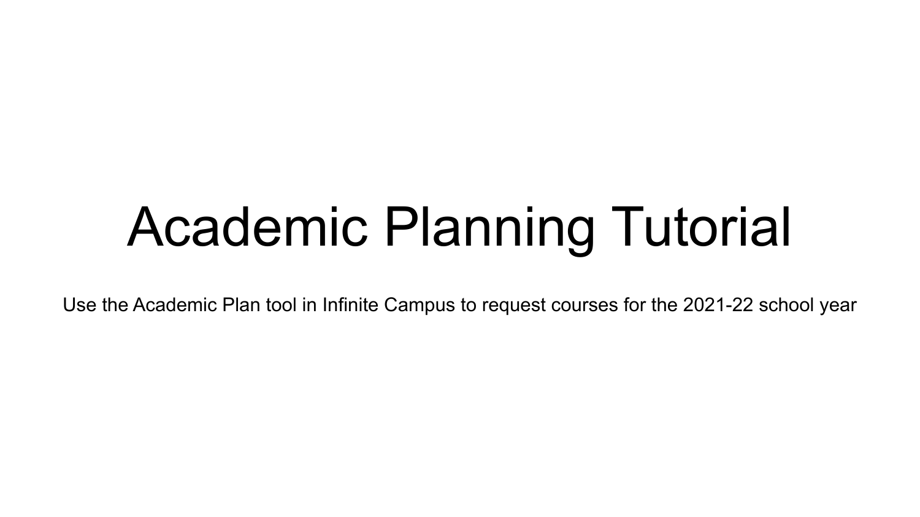# Academic Planning Tutorial

Use the Academic Plan tool in Infinite Campus to request courses for the 2021-22 school year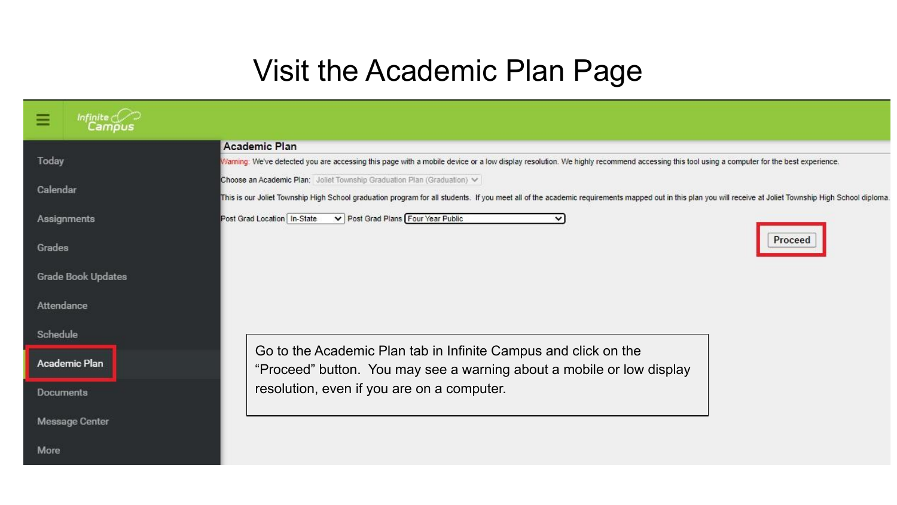# Visit the Academic Plan Page

Infinite Campus

- Today
- Calendar
- Assignments
- Grades
- Grade Book Updates
- Attendance
- Schedule
- **Academic Plan**
- Documents
- Message Center
- More

**Academic Plan**

Warning: We've detected you are accessing this page with a mobile device or a low display resolution. We highly recommend accessing this tool using a computer for the best experience.

Choose an Academic Plan: Joliet Township Graduation Plan (Graduation)

This is our Joliet Township High School graduation program for all students. If you meet all of the academic requirements mapped out in this plan you will receive at Joliet Township High School diploma.

Post Grad Location: In-State    Post Grad Plans: Four Year Public

Proceed

Go to the Academic Plan tab in Infinite Campus and click on the "Proceed" button. You may see a warning about a mobile or low display resolution, even if you are on a computer.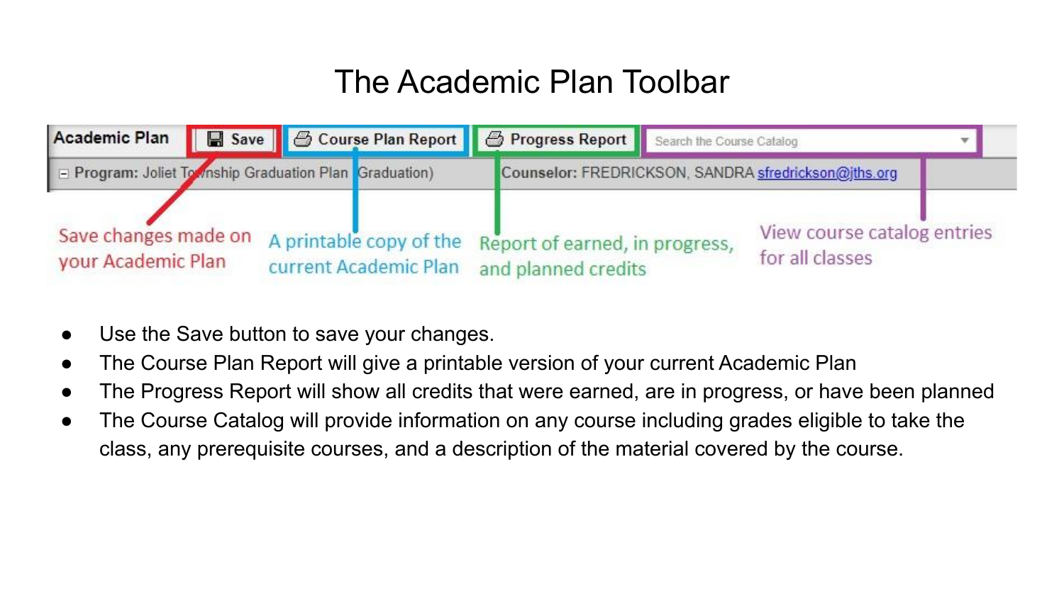# The Academic Plan Toolbar

Academic Plan | Save | Course Plan Report | Progress Report | Search the Course Catalog

Program: Joliet Township Graduation Plan (Graduation) Counselor: FREDRICKSON, SANDRA sfredrickson@jths.org

- Save: Save changes made on your Academic Plan
- Course Plan Report: A printable copy of the current Academic Plan
- Progress Report: Report of earned, in progress, and planned credits
- Search the Course Catalog: View course catalog entries for all classes

- Use the Save button to save your changes.
- The Course Plan Report will give a printable version of your current Academic Plan
- The Progress Report will show all credits that were earned, are in progress, or have been planned
- The Course Catalog will provide information on any course including grades eligible to take the class, any prerequisite courses, and a description of the material covered by the course.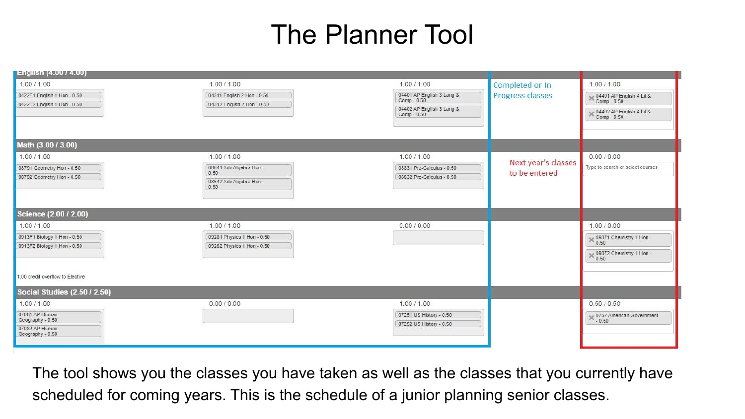# The Planner Tool

| | | | | | |
|---|---|---|---|---|---|
| **English (4.00 / 4.00)** | | | | | |
| 1.00 / 1.00 | 1.00 / 1.00 | 1.00 / 1.00 | Completed or In Progress classes | | 1.00 / 1.00 |
| 0422F1 English 1 Hon - 0.50<br>0422F2 English 1 Hon - 0.50 | 04311 English 2 Hon - 0.50<br>04312 English 2 Hon - 0.50 | 04401 AP English 3 Lang & Comp - 0.50<br>04402 AP English 3 Lang & Comp - 0.50 | | | 04491 AP English 4 Lit & Comp - 0.50<br>04492 AP English 4 Lit & Comp - 0.50 |
| **Math (3.00 / 3.00)** | | | | | |
| 1.00 / 1.00 | 1.00 / 1.00 | 1.00 / 1.00 | | Next year's classes to be entered | 0.00 / 0.00 |
| 08791 Geometry Hon - 0.50<br>08792 Geometry Hon - 0.50 | 08641 Adv Algebra Hon - 0.50<br>08642 Adv Algebra Hon - 0.50 | 08831 Pre-Calculus - 0.50<br>08832 Pre-Calculus - 0.50 | | | Type to search or select courses |
| **Science (2.00 / 2.00)** | | | | | |
| 1.00 / 1.00 | 1.00 / 1.00 | 0.00 / 0.00 | | | 1.00 / 0.00 |
| 0913F1 Biology 1 Hon - 0.50<br>0913F2 Biology 1 Hon - 0.50 | 09281 Physics 1 Hon - 0.50<br>09282 Physics 1 Hon - 0.50 | | | | 09371 Chemistry 1 Hon - 0.50<br>09372 Chemistry 1 Hon - 0.50 |
| 1.00 credit overflow to Elective | | | | | |
| **Social Studies (2.50 / 2.50)** | | | | | |
| 1.00 / 1.00 | 0.00 / 0.00 | 1.00 / 1.00 | | | 0.50 / 0.50 |
| 07081 AP Human Geography - 0.50<br>07082 AP Human Geography - 0.50 | | 07251 US History - 0.50<br>07252 US History - 0.50 | | | 0752 American Government - 0.50 |

The tool shows you the classes you have taken as well as the classes that you currently have scheduled for coming years. This is the schedule of a junior planning senior classes.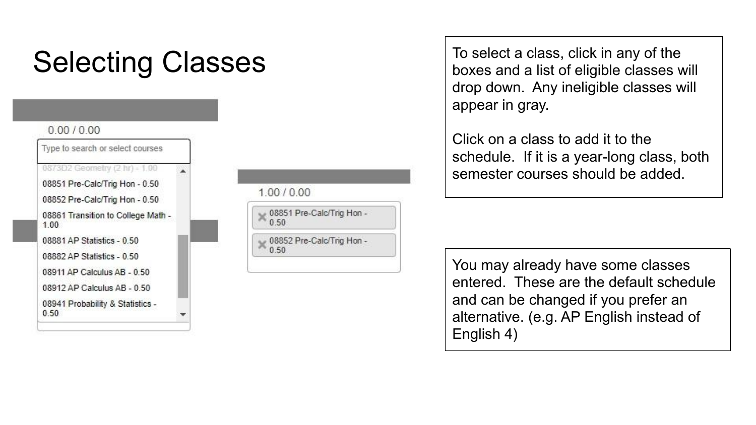# Selecting Classes

0.00 / 0.00

Type to search or select courses

- 0873D2 Geometry (2 hr) - 1.00
- 08851 Pre-Calc/Trig Hon - 0.50
- 08852 Pre-Calc/Trig Hon - 0.50
- 08861 Transition to College Math - 1.00
- 08881 AP Statistics - 0.50
- 08882 AP Statistics - 0.50
- 08911 AP Calculus AB - 0.50
- 08912 AP Calculus AB - 0.50
- 08941 Probability & Statistics - 0.50

1.00 / 0.00

- 08851 Pre-Calc/Trig Hon - 0.50
- 08852 Pre-Calc/Trig Hon - 0.50

To select a class, click in any of the boxes and a list of eligible classes will drop down. Any ineligible classes will appear in gray.

Click on a class to add it to the schedule. If it is a year-long class, both semester courses should be added.

You may already have some classes entered. These are the default schedule and can be changed if you prefer an alternative. (e.g. AP English instead of English 4)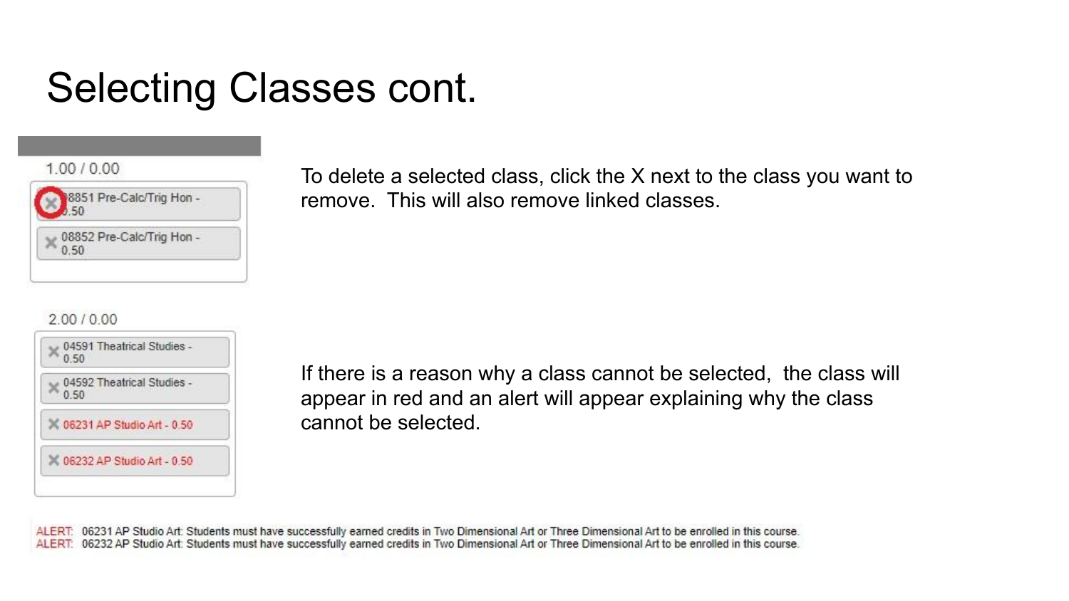# Selecting Classes cont.

1.00 / 0.00

- ✕ 08851 Pre-Calc/Trig Hon - 0.50
- ✕ 08852 Pre-Calc/Trig Hon - 0.50

To delete a selected class, click the X next to the class you want to remove. This will also remove linked classes.

2.00 / 0.00

- ✕ 04591 Theatrical Studies - 0.50
- ✕ 04592 Theatrical Studies - 0.50
- ✕ 06231 AP Studio Art - 0.50
- ✕ 06232 AP Studio Art - 0.50

If there is a reason why a class cannot be selected, the class will appear in red and an alert will appear explaining why the class cannot be selected.

ALERT: 06231 AP Studio Art: Students must have successfully earned credits in Two Dimensional Art or Three Dimensional Art to be enrolled in this course.
ALERT: 06232 AP Studio Art: Students must have successfully earned credits in Two Dimensional Art or Three Dimensional Art to be enrolled in this course.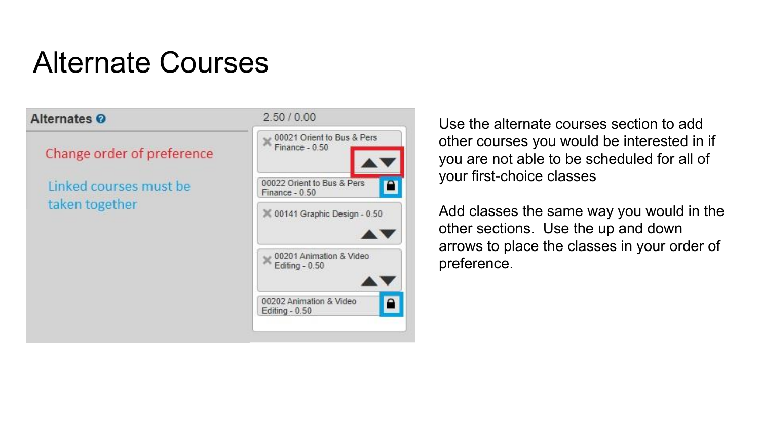# Alternate Courses

Alternates

Change order of preference

Linked courses must be taken together

2.50 / 0.00

00021 Orient to Bus & Pers Finance - 0.50

00022 Orient to Bus & Pers Finance - 0.50

00141 Graphic Design - 0.50

00201 Animation & Video Editing - 0.50

00202 Animation & Video Editing - 0.50

Use the alternate courses section to add other courses you would be interested in if you are not able to be scheduled for all of your first-choice classes

Add classes the same way you would in the other sections. Use the up and down arrows to place the classes in your order of preference.